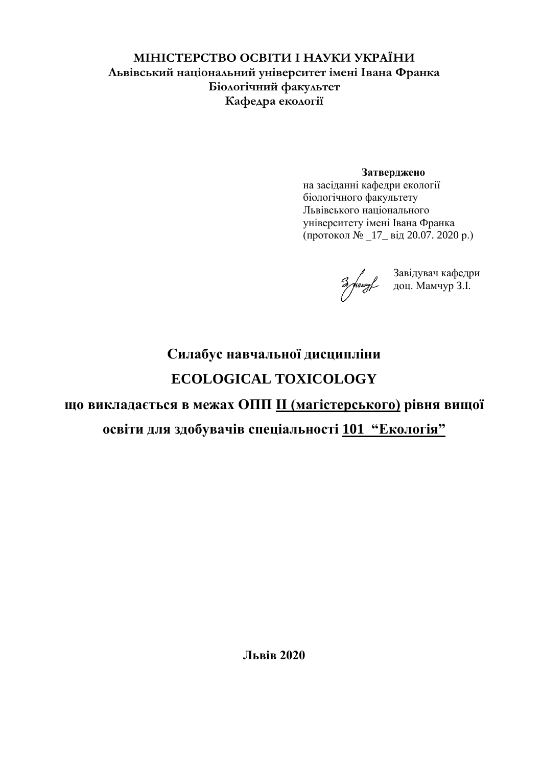**МІНІСТЕРСТВО ОСВІТИ І НАУКИ УКРАЇНИ**
**Львівський національний університет імені Івана Франка**
**Біологічний факультет**
**Кафедра екології**

**Затверджено**
на засіданні кафедри екології
біологічного факультету
Львівського національного
університету імені Івана Франка
(протокол № _17_ від 20.07. 2020 р.)

Завідувач кафедри
доц. Мамчур З.І.

# Силабус навчальної дисципліни

# ECOLOGICAL TOXICOLOGY

## що викладається в межах ОПП II (магістерського) рівня вищої освіти для здобувачів спеціальності 101 “Екологія”

**Львів 2020**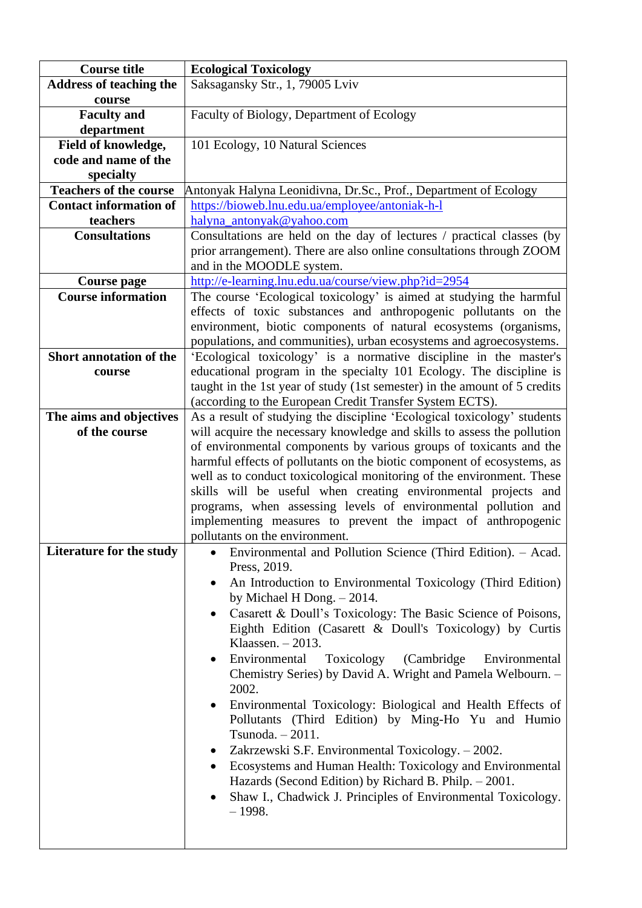| Course title | Ecological Toxicology |
|---|---|
| Address of teaching the course | Saksagansky Str., 1, 79005 Lviv |
| Faculty and department | Faculty of Biology, Department of Ecology |
| Field of knowledge, code and name of the specialty | 101 Ecology, 10 Natural Sciences |
| Teachers of the course | Antonyak Halyna Leonidivna, Dr.Sc., Prof., Department of Ecology |
| Contact information of teachers | https://bioweb.lnu.edu.ua/employee/antoniak-h-l<br>halyna_antonyak@yahoo.com |
| Consultations | Consultations are held on the day of lectures / practical classes (by prior arrangement). There are also online consultations through ZOOM and in the MOODLE system. |
| Course page | http://e-learning.lnu.edu.ua/course/view.php?id=2954 |
| Course information | The course 'Ecological toxicology' is aimed at studying the harmful effects of toxic substances and anthropogenic pollutants on the environment, biotic components of natural ecosystems (organisms, populations, and communities), urban ecosystems and agroecosystems. |
| Short annotation of the course | 'Ecological toxicology' is a normative discipline in the master's educational program in the specialty 101 Ecology. The discipline is taught in the 1st year of study (1st semester) in the amount of 5 credits (according to the European Credit Transfer System ECTS). |
| The aims and objectives of the course | As a result of studying the discipline 'Ecological toxicology' students will acquire the necessary knowledge and skills to assess the pollution of environmental components by various groups of toxicants and the harmful effects of pollutants on the biotic component of ecosystems, as well as to conduct toxicological monitoring of the environment. These skills will be useful when creating environmental projects and programs, when assessing levels of environmental pollution and implementing measures to prevent the impact of anthropogenic pollutants on the environment. |
| Literature for the study | • Environmental and Pollution Science (Third Edition). – Acad. Press, 2019.<br>• An Introduction to Environmental Toxicology (Third Edition) by Michael H Dong. – 2014.<br>• Casarett & Doull's Toxicology: The Basic Science of Poisons, Eighth Edition (Casarett & Doull's Toxicology) by Curtis Klaassen. – 2013.<br>• Environmental Toxicology (Cambridge Environmental Chemistry Series) by David A. Wright and Pamela Welbourn. – 2002.<br>• Environmental Toxicology: Biological and Health Effects of Pollutants (Third Edition) by Ming-Ho Yu and Humio Tsunoda. – 2011.<br>• Zakrzewski S.F. Environmental Toxicology. – 2002.<br>• Ecosystems and Human Health: Toxicology and Environmental Hazards (Second Edition) by Richard B. Philp. – 2001.<br>• Shaw I., Chadwick J. Principles of Environmental Toxicology. – 1998. |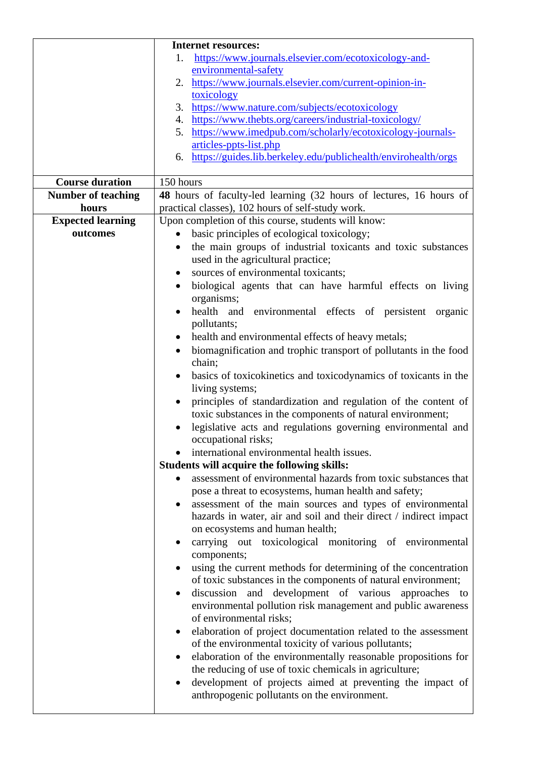| | |
|---|---|
| | **Internet resources:**<br>1. https://www.journals.elsevier.com/ecotoxicology-and-environmental-safety<br>2. https://www.journals.elsevier.com/current-opinion-in-toxicology<br>3. https://www.nature.com/subjects/ecotoxicology<br>4. https://www.thebts.org/careers/industrial-toxicology/<br>5. https://www.imedpub.com/scholarly/ecotoxicology-journals-articles-ppts-list.php<br>6. https://guides.lib.berkeley.edu/publichealth/envirohealth/orgs |
| **Course duration** | 150 hours |
| **Number of teaching hours** | **48** hours of faculty-led learning (32 hours of lectures, 16 hours of practical classes), 102 hours of self-study work. |
| **Expected learning outcomes** | Upon completion of this course, students will know:<br>• basic principles of ecological toxicology;<br>• the main groups of industrial toxicants and toxic substances used in the agricultural practice;<br>• sources of environmental toxicants;<br>• biological agents that can have harmful effects on living organisms;<br>• health and environmental effects of persistent organic pollutants;<br>• health and environmental effects of heavy metals;<br>• biomagnification and trophic transport of pollutants in the food chain;<br>• basics of toxicokinetics and toxicodynamics of toxicants in the living systems;<br>• principles of standardization and regulation of the content of toxic substances in the components of natural environment;<br>• legislative acts and regulations governing environmental and occupational risks;<br>• international environmental health issues.<br>**Students will acquire the following skills:**<br>• assessment of environmental hazards from toxic substances that pose a threat to ecosystems, human health and safety;<br>• assessment of the main sources and types of environmental hazards in water, air and soil and their direct / indirect impact on ecosystems and human health;<br>• carrying out toxicological monitoring of environmental components;<br>• using the current methods for determining of the concentration of toxic substances in the components of natural environment;<br>• discussion and development of various approaches to environmental pollution risk management and public awareness of environmental risks;<br>• elaboration of project documentation related to the assessment of the environmental toxicity of various pollutants;<br>• elaboration of the environmentally reasonable propositions for the reducing of use of toxic chemicals in agriculture;<br>• development of projects aimed at preventing the impact of anthropogenic pollutants on the environment. |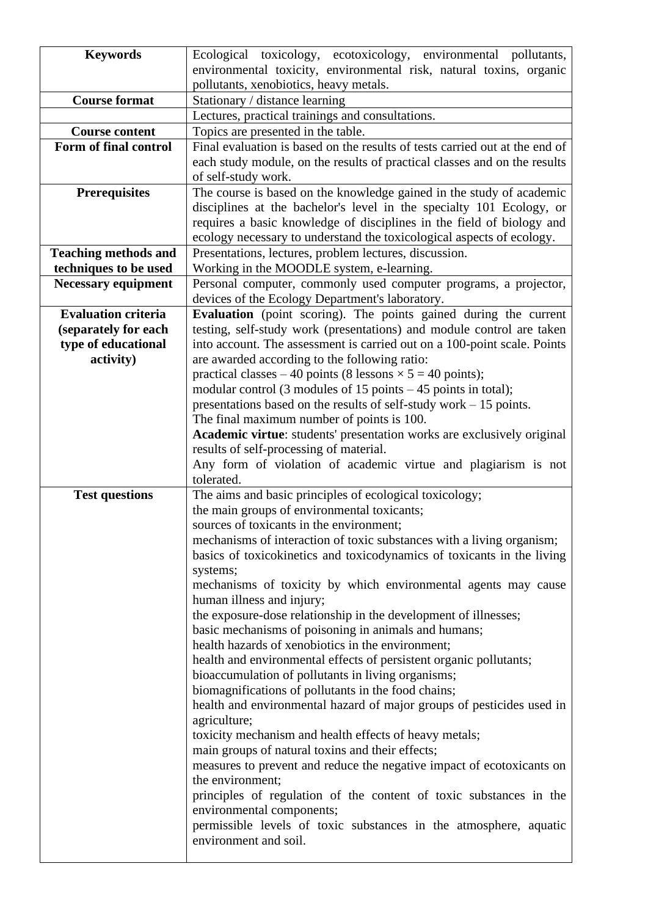| **Keywords** | Ecological toxicology, ecotoxicology, environmental pollutants, environmental toxicity, environmental risk, natural toxins, organic pollutants, xenobiotics, heavy metals. |
|---|---|
| **Course format** | Stationary / distance learning |
| | Lectures, practical trainings and consultations. |
| **Course content** | Topics are presented in the table. |
| **Form of final control** | Final evaluation is based on the results of tests carried out at the end of each study module, on the results of practical classes and on the results of self-study work. |
| **Prerequisites** | The course is based on the knowledge gained in the study of academic disciplines at the bachelor's level in the specialty 101 Ecology, or requires a basic knowledge of disciplines in the field of biology and ecology necessary to understand the toxicological aspects of ecology. |
| **Teaching methods and techniques to be used** | Presentations, lectures, problem lectures, discussion.<br>Working in the MOODLE system, e-learning. |
| **Necessary equipment** | Personal computer, commonly used computer programs, a projector, devices of the Ecology Department's laboratory. |
| **Evaluation criteria (separately for each type of educational activity)** | **Evaluation** (point scoring). The points gained during the current testing, self-study work (presentations) and module control are taken into account. The assessment is carried out on a 100-point scale. Points are awarded according to the following ratio:<br>practical classes – 40 points (8 lessons × 5 = 40 points);<br>modular control (3 modules of 15 points – 45 points in total);<br>presentations based on the results of self-study work – 15 points.<br>The final maximum number of points is 100.<br>**Academic virtue**: students' presentation works are exclusively original results of self-processing of material.<br>Any form of violation of academic virtue and plagiarism is not tolerated. |
| **Test questions** | The aims and basic principles of ecological toxicology;<br>the main groups of environmental toxicants;<br>sources of toxicants in the environment;<br>mechanisms of interaction of toxic substances with a living organism;<br>basics of toxicokinetics and toxicodynamics of toxicants in the living systems;<br>mechanisms of toxicity by which environmental agents may cause human illness and injury;<br>the exposure-dose relationship in the development of illnesses;<br>basic mechanisms of poisoning in animals and humans;<br>health hazards of xenobiotics in the environment;<br>health and environmental effects of persistent organic pollutants;<br>bioaccumulation of pollutants in living organisms;<br>biomagnifications of pollutants in the food chains;<br>health and environmental hazard of major groups of pesticides used in agriculture;<br>toxicity mechanism and health effects of heavy metals;<br>main groups of natural toxins and their effects;<br>measures to prevent and reduce the negative impact of ecotoxicants on the environment;<br>principles of regulation of the content of toxic substances in the environmental components;<br>permissible levels of toxic substances in the atmosphere, aquatic environment and soil. |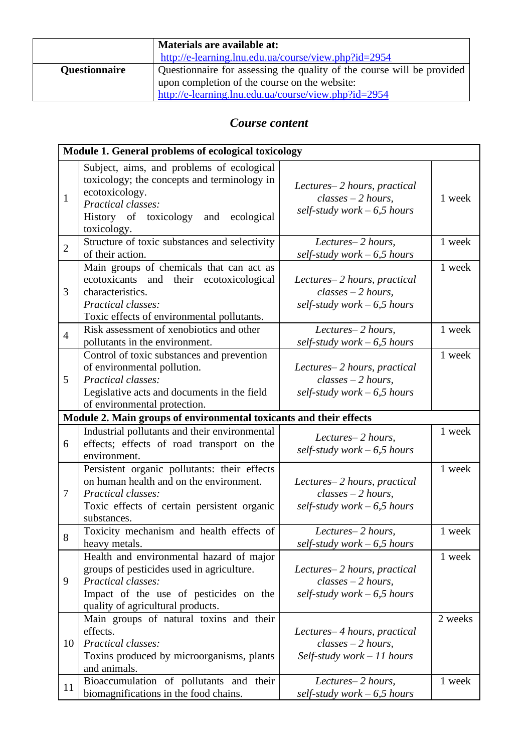| | **Materials are available at:** http://e-learning.lnu.edu.ua/course/view.php?id=2954 |
|---|---|
| **Questionnaire** | Questionnaire for assessing the quality of the course will be provided upon completion of the course on the website: http://e-learning.lnu.edu.ua/course/view.php?id=2954 |

## *Course content*

| **Module 1. General problems of ecological toxicology** | | | |
|---|---|---|---|
| 1 | Subject, aims, and problems of ecological toxicology; the concepts and terminology in ecotoxicology.<br>*Practical classes:*<br>History of toxicology and ecological toxicology. | *Lectures– 2 hours, practical classes – 2 hours, self-study work – 6,5 hours* | 1 week |
| 2 | Structure of toxic substances and selectivity of their action. | *Lectures– 2 hours, self-study work – 6,5 hours* | 1 week |
| 3 | Main groups of chemicals that can act as ecotoxicants and their ecotoxicological characteristics.<br>*Practical classes:*<br>Toxic effects of environmental pollutants. | *Lectures– 2 hours, practical classes – 2 hours, self-study work – 6,5 hours* | 1 week |
| 4 | Risk assessment of xenobiotics and other pollutants in the environment. | *Lectures– 2 hours, self-study work – 6,5 hours* | 1 week |
| 5 | Control of toxic substances and prevention of environmental pollution.<br>*Practical classes:*<br>Legislative acts and documents in the field of environmental protection. | *Lectures– 2 hours, practical classes – 2 hours, self-study work – 6,5 hours* | 1 week |
| **Module 2. Main groups of environmental toxicants and their effects** | | | |
| 6 | Industrial pollutants and their environmental effects; effects of road transport on the environment. | *Lectures– 2 hours, self-study work – 6,5 hours* | 1 week |
| 7 | Persistent organic pollutants: their effects on human health and on the environment.<br>*Practical classes:*<br>Toxic effects of certain persistent organic substances. | *Lectures– 2 hours, practical classes – 2 hours, self-study work – 6,5 hours* | 1 week |
| 8 | Toxicity mechanism and health effects of heavy metals. | *Lectures– 2 hours, self-study work – 6,5 hours* | 1 week |
| 9 | Health and environmental hazard of major groups of pesticides used in agriculture.<br>*Practical classes:*<br>Impact of the use of pesticides on the quality of agricultural products. | *Lectures– 2 hours, practical classes – 2 hours, self-study work – 6,5 hours* | 1 week |
| 10 | Main groups of natural toxins and their effects.<br>*Practical classes:*<br>Toxins produced by microorganisms, plants and animals. | *Lectures– 4 hours, practical classes – 2 hours, Self-study work – 11 hours* | 2 weeks |
| 11 | Bioaccumulation of pollutants and their biomagnifications in the food chains. | *Lectures– 2 hours, self-study work – 6,5 hours* | 1 week |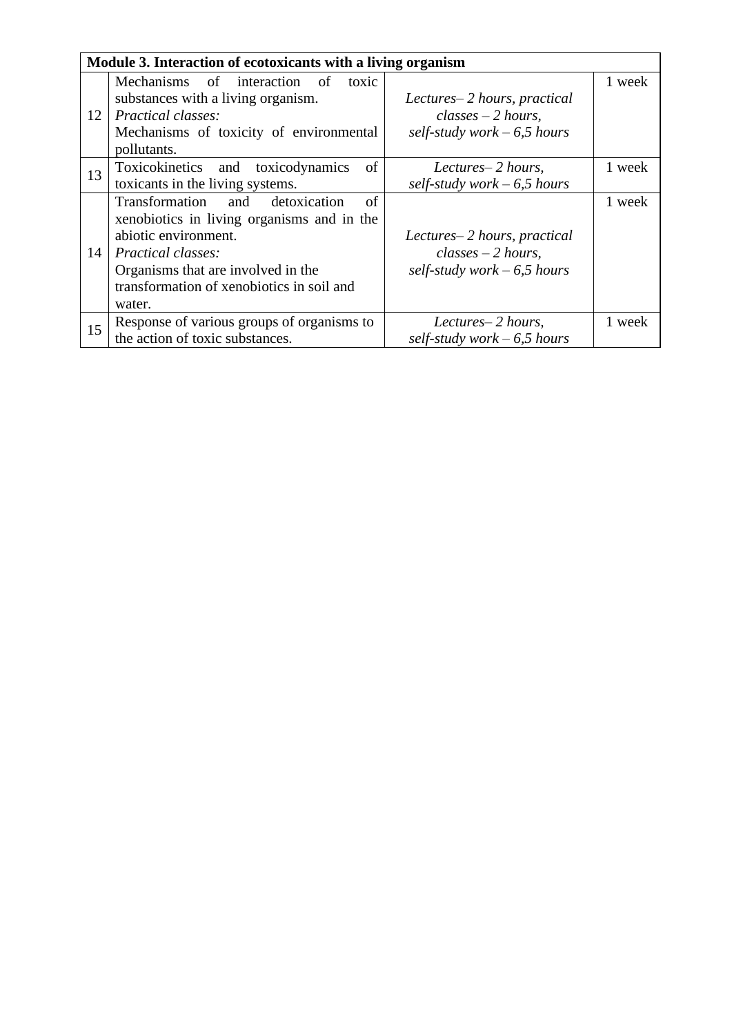| Module 3. Interaction of ecotoxicants with a living organism | | | |
|---|---|---|---|
| 12 | Mechanisms of interaction of toxic substances with a living organism. *Practical classes:* Mechanisms of toxicity of environmental pollutants. | *Lectures– 2 hours, practical classes – 2 hours, self-study work – 6,5 hours* | 1 week |
| 13 | Toxicokinetics and toxicodynamics of toxicants in the living systems. | *Lectures– 2 hours, self-study work – 6,5 hours* | 1 week |
| 14 | Transformation and detoxication of xenobiotics in living organisms and in the abiotic environment. *Practical classes:* Organisms that are involved in the transformation of xenobiotics in soil and water. | *Lectures– 2 hours, practical classes – 2 hours, self-study work – 6,5 hours* | 1 week |
| 15 | Response of various groups of organisms to the action of toxic substances. | *Lectures– 2 hours, self-study work – 6,5 hours* | 1 week |